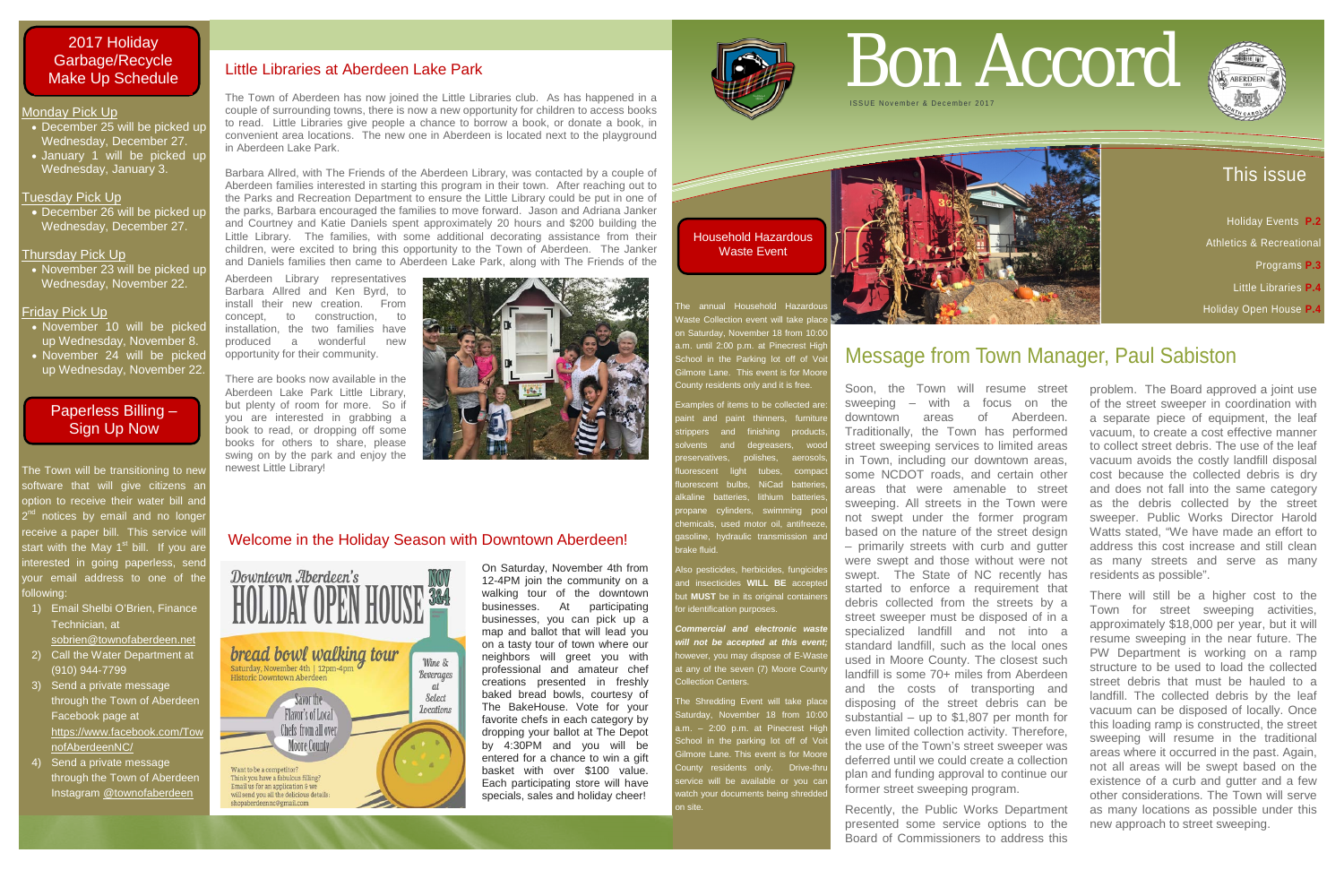# Bon Accord

ISSUE November & December 2017

## This issue

- Holiday Events P.2
- Athletics & Recreational Programs P.3
- Little Libraries P.4
- Holiday Open House P.4

## 2017 Holiday Garbage/Recycle Make Up Schedule

### Monday Pick Up

- December 25 will be picked up Wednesday, December 27.
- January 1 will be picked up Wednesday, January 3.

### Tuesday Pick Up

- December 26 will be picked up Wednesday, December 27.

### Thursday Pick Up

- November 23 will be picked up Wednesday, November 22.

### Friday Pick Up

- November 10 will be picked up Wednesday, November 8.
- November 24 will be picked up Wednesday, November 22.

## Paperless Billing – Sign Up Now

The Town will be transitioning to new software that will give citizens an option to receive their water bill and 2nd notices by email and no longer receive a paper bill. This service will start with the May 1st bill. If you are interested in going paperless, send your email address to one of the following:

1) Email Shelbi O'Brien, Finance Technician, at sobrien@townofaberdeen.net
2) Call the Water Department at (910) 944-7799
3) Send a private message through the Town of Aberdeen Facebook page at https://www.facebook.com/TownofAberdeenNC/
4) Send a private message through the Town of Aberdeen Instagram @townofaberdeen

## Little Libraries at Aberdeen Lake Park

The Town of Aberdeen has now joined the Little Libraries club. As has happened in a couple of surrounding towns, there is now a new opportunity for children to access books to read. Little Libraries give people a chance to borrow a book, or donate a book, in convenient area locations. The new one in Aberdeen is located next to the playground in Aberdeen Lake Park.

Barbara Allred, with The Friends of the Aberdeen Library, was contacted by a couple of Aberdeen families interested in starting this program in their town. After reaching out to the Parks and Recreation Department to ensure the Little Library could be put in one of the parks, Barbara encouraged the families to move forward. Jason and Adriana Janker and Courtney and Katie Daniels spent approximately 20 hours and $200 building the Little Library. The families, with some additional decorating assistance from their children, were excited to bring this opportunity to the Town of Aberdeen. The Janker and Daniels families then came to Aberdeen Lake Park, along with The Friends of the Aberdeen Library representatives Barbara Allred and Ken Byrd, to install their new creation. From concept, to construction, to installation, the two families have produced a wonderful new opportunity for their community.

There are books now available in the Aberdeen Lake Park Little Library, but plenty of room for more. So if you are interested in grabbing a book to read, or dropping off some books for others to share, please swing on by the park and enjoy the newest Little Library!

## Welcome in the Holiday Season with Downtown Aberdeen!

On Saturday, November 4th from 12-4PM join the community on a walking tour of the downtown businesses. At participating businesses, you can pick up a map and ballot that will lead you on a tasty tour of town where our neighbors will greet you with professional and amateur chef creations presented in freshly baked bread bowls, courtesy of The BakeHouse. Vote for your favorite chefs in each category by dropping your ballot at The Depot by 4:30PM and you will be entered for a chance to win a gift basket with over $100 value. Each participating store will have specials, sales and holiday cheer!

## Household Hazardous Waste Event

The annual Household Hazardous Waste Collection event will take place on Saturday, November 18 from 10:00 a.m. until 2:00 p.m. at Pinecrest High School in the Parking lot off of Voit Gilmore Lane. This event is for Moore County residents only and it is free.

Examples of items to be collected are: paint and paint thinners, furniture strippers and finishing products, solvents and degreasers, wood preservatives, polishes, aerosols, fluorescent light tubes, compact fluorescent bulbs, NiCad batteries, alkaline batteries, lithium batteries, propane cylinders, swimming pool chemicals, used motor oil, antifreeze, gasoline, hydraulic transmission and brake fluid.

Also pesticides, herbicides, fungicides and insecticides **WILL BE** accepted but **MUST** be in its original containers for identification purposes.

***Commercial and electronic waste will not be accepted at this event;*** however, you may dispose of E-Waste at any of the seven (7) Moore County Collection Centers.

The Shredding Event will take place Saturday, November 18 from 10:00 a.m. – 2:00 p.m. at Pinecrest High School in the parking lot off of Voit Gilmore Lane. This event is for Moore County residents only. Drive-thru service will be available or you can watch your documents being shredded on site.

## Message from Town Manager, Paul Sabiston

Soon, the Town will resume street sweeping – with a focus on the downtown areas of Aberdeen. Traditionally, the Town has performed street sweeping services to limited areas in Town, including our downtown areas, some NCDOT roads, and certain other areas that were amenable to street sweeping. All streets in the Town were not swept under the former program based on the nature of the street design – primarily streets with curb and gutter were swept and those without were not swept. The State of NC recently has started to enforce a requirement that debris collected from the streets by a street sweeper must be disposed of in a specialized landfill and not into a standard landfill, such as the local ones used in Moore County. The closest such landfill is some 70+ miles from Aberdeen and the costs of transporting and disposing of the street debris can be substantial – up to $1,807 per month for even limited collection activity. Therefore, the use of the Town's street sweeper was deferred until we could create a collection plan and funding approval to continue our former street sweeping program.

Recently, the Public Works Department presented some service options to the Board of Commissioners to address this problem. The Board approved a joint use of the street sweeper in coordination with a separate piece of equipment, the leaf vacuum, to create a cost effective manner to collect street debris. The use of the leaf vacuum avoids the costly landfill disposal cost because the collected debris is dry and does not fall into the same category as the debris collected by the street sweeper. Public Works Director Harold Watts stated, "We have made an effort to address this cost increase and still clean as many streets and serve as many residents as possible".

There will still be a higher cost to the Town for street sweeping activities, approximately $18,000 per year, but it will resume sweeping in the near future. The PW Department is working on a ramp structure to be used to load the collected street debris that must be hauled to a landfill. The collected debris by the leaf vacuum can be disposed of locally. Once this loading ramp is constructed, the street sweeping will resume in the traditional areas where it occurred in the past. Again, not all areas will be swept based on the existence of a curb and gutter and a few other considerations. The Town will serve as many locations as possible under this new approach to street sweeping.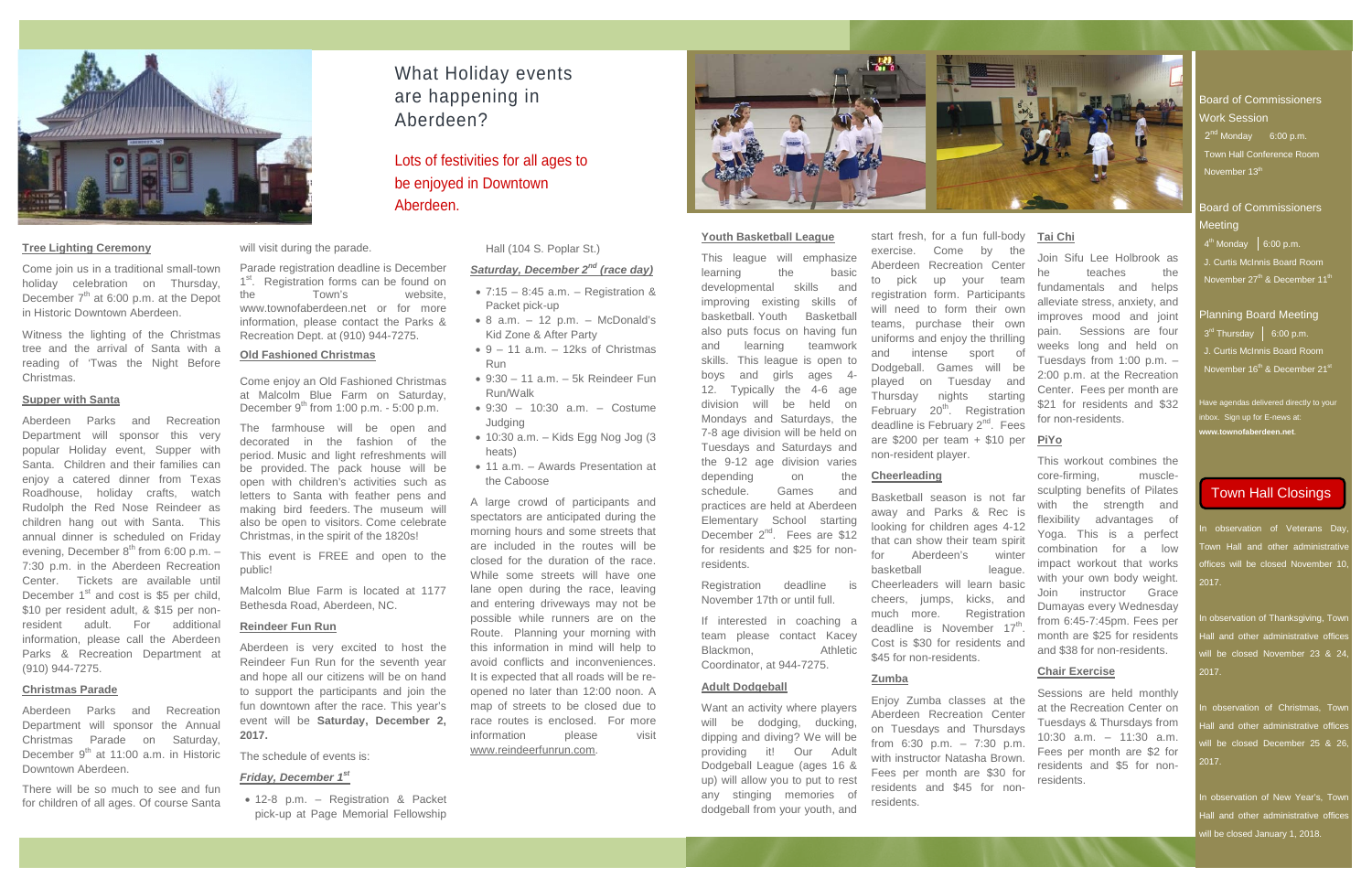# What Holiday events are happening in Aberdeen?

Lots of festivities for all ages to be enjoyed in Downtown Aberdeen.

### Tree Lighting Ceremony

Come join us in a traditional small-town holiday celebration on Thursday, December 7th at 6:00 p.m. at the Depot in Historic Downtown Aberdeen.

Witness the lighting of the Christmas tree and the arrival of Santa with a reading of 'Twas the Night Before Christmas.

### Supper with Santa

Aberdeen Parks and Recreation Department will sponsor this very popular Holiday event, Supper with Santa. Children and their families can enjoy a catered dinner from Texas Roadhouse, holiday crafts, watch Rudolph the Red Nose Reindeer as children hang out with Santa. This annual dinner is scheduled on Friday evening, December 8th from 6:00 p.m. – 7:30 p.m. in the Aberdeen Recreation Center. Tickets are available until December 1st and cost is $5 per child, $10 per resident adult, & $15 per non-resident adult. For additional information, please call the Aberdeen Parks & Recreation Department at (910) 944-7275.

### Christmas Parade

Aberdeen Parks and Recreation Department will sponsor the Annual Christmas Parade on Saturday, December 9th at 11:00 a.m. in Historic Downtown Aberdeen.

There will be so much to see and fun for children of all ages. Of course Santa will visit during the parade.

Parade registration deadline is December 1st. Registration forms can be found on the Town's website, www.townofaberdeen.net or for more information, please contact the Parks & Recreation Dept. at (910) 944-7275.

### Old Fashioned Christmas

Come enjoy an Old Fashioned Christmas at Malcolm Blue Farm on Saturday, December 9th from 1:00 p.m. - 5:00 p.m.

The farmhouse will be open and decorated in the fashion of the period. Music and light refreshments will be provided. The pack house will be open with children's activities such as letters to Santa with feather pens and making bird feeders. The museum will also be open to visitors. Come celebrate Christmas, in the spirit of the 1820s!

This event is FREE and open to the public!

Malcolm Blue Farm is located at 1177 Bethesda Road, Aberdeen, NC.

### Reindeer Fun Run

Aberdeen is very excited to host the Reindeer Fun Run for the seventh year and hope all our citizens will be on hand to support the participants and join the fun downtown after the race. This year's event will be **Saturday, December 2, 2017.**

The schedule of events is:

***Friday, December 1st***

- 12-8 p.m. – Registration & Packet pick-up at Page Memorial Fellowship Hall (104 S. Poplar St.)

***Saturday, December 2nd (race day)***

- 7:15 – 8:45 a.m. – Registration & Packet pick-up
- 8 a.m. – 12 p.m. – McDonald's Kid Zone & After Party
- 9 – 11 a.m. – 12ks of Christmas Run
- 9:30 – 11 a.m. – 5k Reindeer Fun Run/Walk
- 9:30 – 10:30 a.m. – Costume Judging
- 10:30 a.m. – Kids Egg Nog Jog (3 heats)
- 11 a.m. – Awards Presentation at the Caboose

A large crowd of participants and spectators are anticipated during the morning hours and some streets that are included in the routes will be closed for the duration of the race. While some streets will have one lane open during the race, leaving and entering driveways may not be possible while runners are on the Route. Planning your morning with this information in mind will help to avoid conflicts and inconveniences. It is expected that all roads will be re-opened no later than 12:00 noon. A map of streets to be closed due to race routes is enclosed. For more information please visit www.reindeerfunrun.com.

### Youth Basketball League

This league will emphasize learning the basic developmental skills and improving existing skills of basketball. Youth Basketball also puts focus on having fun and learning teamwork skills. This league is open to boys and girls ages 4-12. Typically the 4-6 age division will be held on Mondays and Saturdays, the 7-8 age division will be held on Tuesdays and Saturdays and the 9-12 age division varies depending on the schedule. Games and practices are held at Aberdeen Elementary School starting December 2nd. Fees are $12 for residents and $25 for non-residents.

Registration deadline is November 17th or until full.

If interested in coaching a team please contact Kacey Blackmon, Athletic Coordinator, at 944-7275.

### Adult Dodgeball

Want an activity where players will be dodging, ducking, dipping and diving? We will be providing it! Our Adult Dodgeball League (ages 16 & up) will allow you to put to rest any stinging memories of dodgeball from your youth, and start fresh, for a fun full-body exercise. Come by the Aberdeen Recreation Center to pick up your team registration form. Participants will need to form their own teams, purchase their own uniforms and enjoy the thrilling and intense sport of Dodgeball. Games will be played on Tuesday and Thursday nights starting February 20th. Registration deadline is February 2nd. Fees are $200 per team + $10 per non-resident player.

### Cheerleading

Basketball season is not far away and Parks & Rec is looking for children ages 4-12 that can show their team spirit for Aberdeen's winter basketball league. Cheerleaders will learn basic cheers, jumps, kicks, and much more. Registration deadline is November 17th. Cost is $30 for residents and $45 for non-residents.

### Zumba

Enjoy Zumba classes at the Aberdeen Recreation Center on Tuesdays and Thursdays from 6:30 p.m. - 7:30 p.m. with instructor Natasha Brown. Fees per month are $30 for residents and $45 for non-residents.

### Tai Chi

Join Sifu Lee Holbrook as he teaches the fundamentals and helps alleviate stress, anxiety, and improves mood and joint pain. Sessions are four weeks long and held on Tuesdays from 1:00 p.m. – 2:00 p.m. at the Recreation Center. Fees per month are $21 for residents and $32 for non-residents.

### PiYo

This workout combines the core-firming, muscle-sculpting benefits of Pilates with the strength and flexibility advantages of Yoga. This is a perfect combination for a low impact workout that works with your own body weight. Join instructor Grace Dumayas every Wednesday from 6:45-7:45pm. Fees per month are $25 for residents and $38 for non-residents.

### Chair Exercise

Sessions are held monthly at the Recreation Center on Tuesdays & Thursdays from 10:30 a.m. – 11:30 a.m. Fees per month are $2 for residents and $5 for non-residents.

### Board of Commissioners Work Session

2nd Monday 6:00 p.m.
Town Hall Conference Room
November 13th

### Board of Commissioners Meeting

4th Monday | 6:00 p.m.
J. Curtis McInnis Board Room
November 27th & December 11th

### Planning Board Meeting

3rd Thursday | 6:00 p.m.
J. Curtis McInnis Board Room
November 16th & December 21st

Have agendas delivered directly to your inbox. Sign up for E-news at: **www.townofaberdeen.net**.

### Town Hall Closings

In observation of Veterans Day, Town Hall and other administrative offices will be closed November 10, 2017.

In observation of Thanksgiving, Town Hall and other administrative offices will be closed November 23 & 24, 2017.

In observation of Christmas, Town Hall and other administrative offices will be closed December 25 & 26, 2017.

In observation of New Year's, Town Hall and other administrative offices will be closed January 1, 2018.